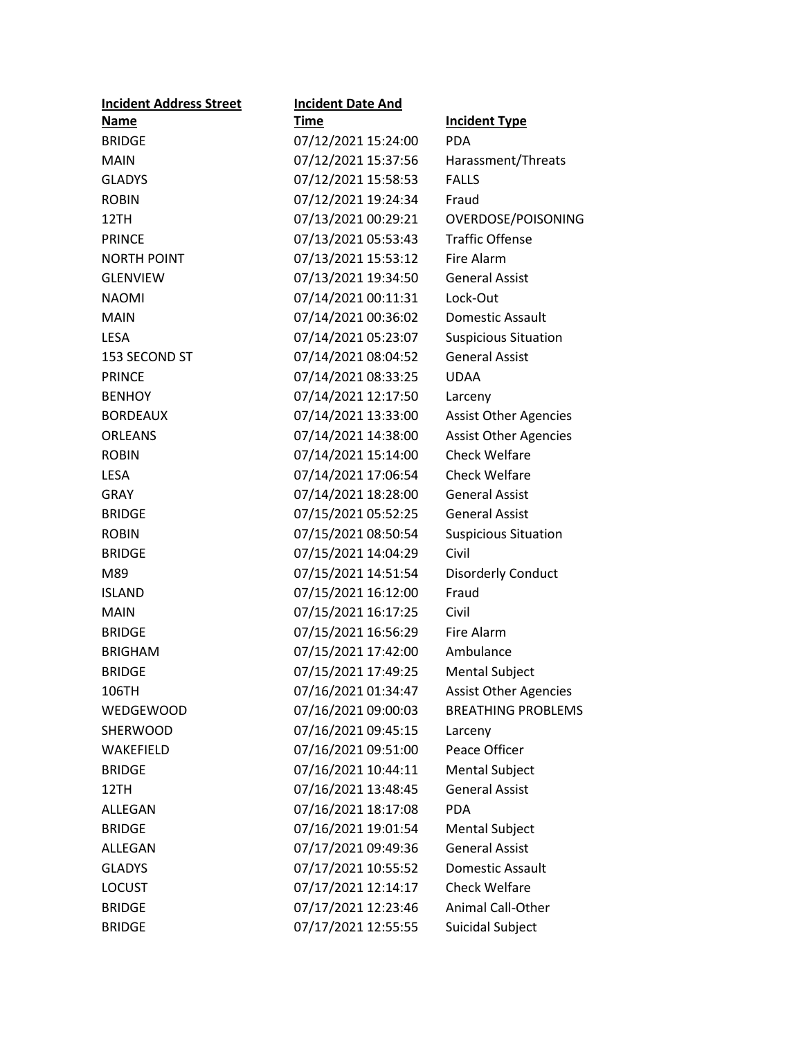| Incident Address Street Name | Incident Date And Time | Incident Type |
|---|---|---|
| BRIDGE | 07/12/2021 15:24:00 | PDA |
| MAIN | 07/12/2021 15:37:56 | Harassment/Threats |
| GLADYS | 07/12/2021 15:58:53 | FALLS |
| ROBIN | 07/12/2021 19:24:34 | Fraud |
| 12TH | 07/13/2021 00:29:21 | OVERDOSE/POISONING |
| PRINCE | 07/13/2021 05:53:43 | Traffic Offense |
| NORTH POINT | 07/13/2021 15:53:12 | Fire Alarm |
| GLENVIEW | 07/13/2021 19:34:50 | General Assist |
| NAOMI | 07/14/2021 00:11:31 | Lock-Out |
| MAIN | 07/14/2021 00:36:02 | Domestic Assault |
| LESA | 07/14/2021 05:23:07 | Suspicious Situation |
| 153 SECOND ST | 07/14/2021 08:04:52 | General Assist |
| PRINCE | 07/14/2021 08:33:25 | UDAA |
| BENHOY | 07/14/2021 12:17:50 | Larceny |
| BORDEAUX | 07/14/2021 13:33:00 | Assist Other Agencies |
| ORLEANS | 07/14/2021 14:38:00 | Assist Other Agencies |
| ROBIN | 07/14/2021 15:14:00 | Check Welfare |
| LESA | 07/14/2021 17:06:54 | Check Welfare |
| GRAY | 07/14/2021 18:28:00 | General Assist |
| BRIDGE | 07/15/2021 05:52:25 | General Assist |
| ROBIN | 07/15/2021 08:50:54 | Suspicious Situation |
| BRIDGE | 07/15/2021 14:04:29 | Civil |
| M89 | 07/15/2021 14:51:54 | Disorderly Conduct |
| ISLAND | 07/15/2021 16:12:00 | Fraud |
| MAIN | 07/15/2021 16:17:25 | Civil |
| BRIDGE | 07/15/2021 16:56:29 | Fire Alarm |
| BRIGHAM | 07/15/2021 17:42:00 | Ambulance |
| BRIDGE | 07/15/2021 17:49:25 | Mental Subject |
| 106TH | 07/16/2021 01:34:47 | Assist Other Agencies |
| WEDGEWOOD | 07/16/2021 09:00:03 | BREATHING PROBLEMS |
| SHERWOOD | 07/16/2021 09:45:15 | Larceny |
| WAKEFIELD | 07/16/2021 09:51:00 | Peace Officer |
| BRIDGE | 07/16/2021 10:44:11 | Mental Subject |
| 12TH | 07/16/2021 13:48:45 | General Assist |
| ALLEGAN | 07/16/2021 18:17:08 | PDA |
| BRIDGE | 07/16/2021 19:01:54 | Mental Subject |
| ALLEGAN | 07/17/2021 09:49:36 | General Assist |
| GLADYS | 07/17/2021 10:55:52 | Domestic Assault |
| LOCUST | 07/17/2021 12:14:17 | Check Welfare |
| BRIDGE | 07/17/2021 12:23:46 | Animal Call-Other |
| BRIDGE | 07/17/2021 12:55:55 | Suicidal Subject |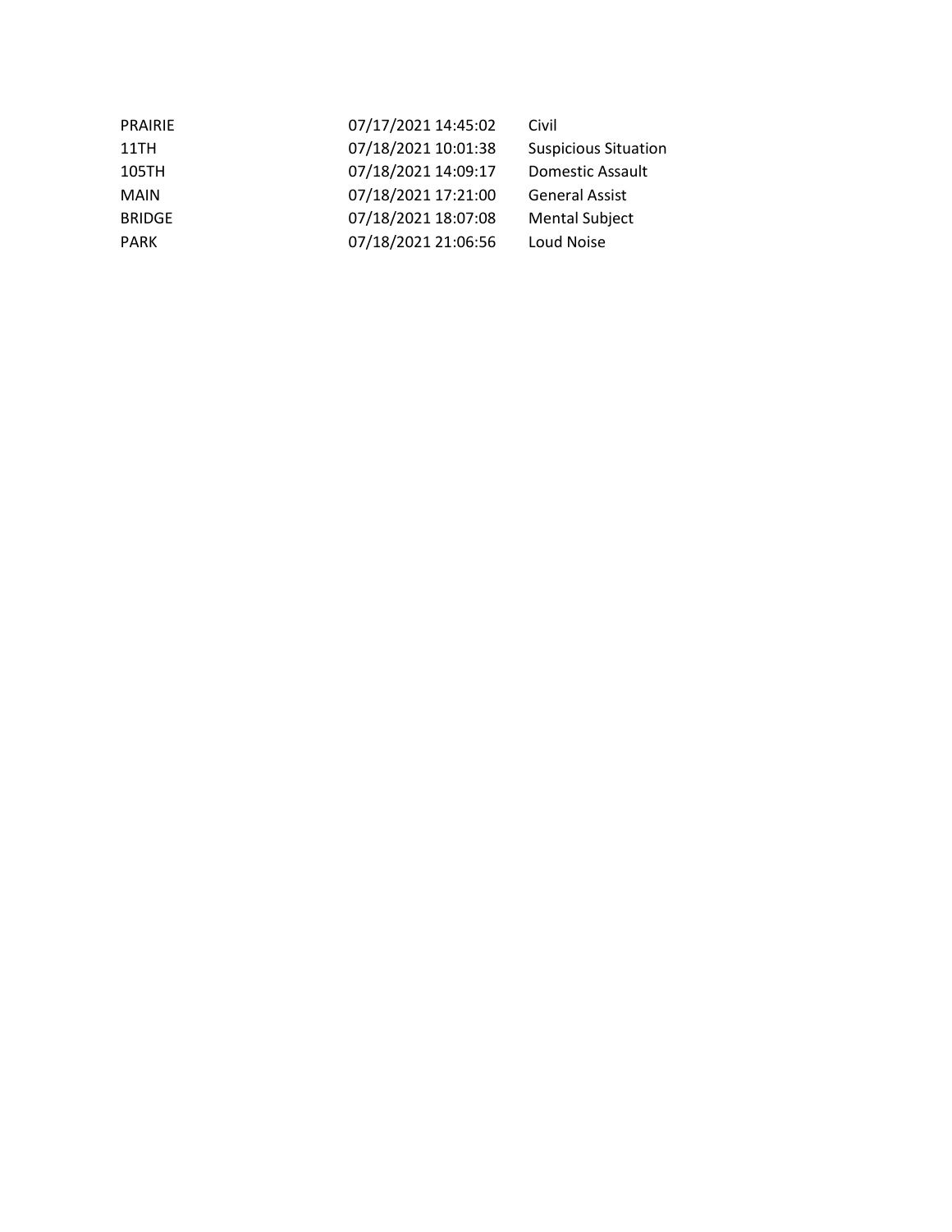| | | |
|---|---|---|
| PRAIRIE | 07/17/2021 14:45:02 | Civil |
| 11TH | 07/18/2021 10:01:38 | Suspicious Situation |
| 105TH | 07/18/2021 14:09:17 | Domestic Assault |
| MAIN | 07/18/2021 17:21:00 | General Assist |
| BRIDGE | 07/18/2021 18:07:08 | Mental Subject |
| PARK | 07/18/2021 21:06:56 | Loud Noise |